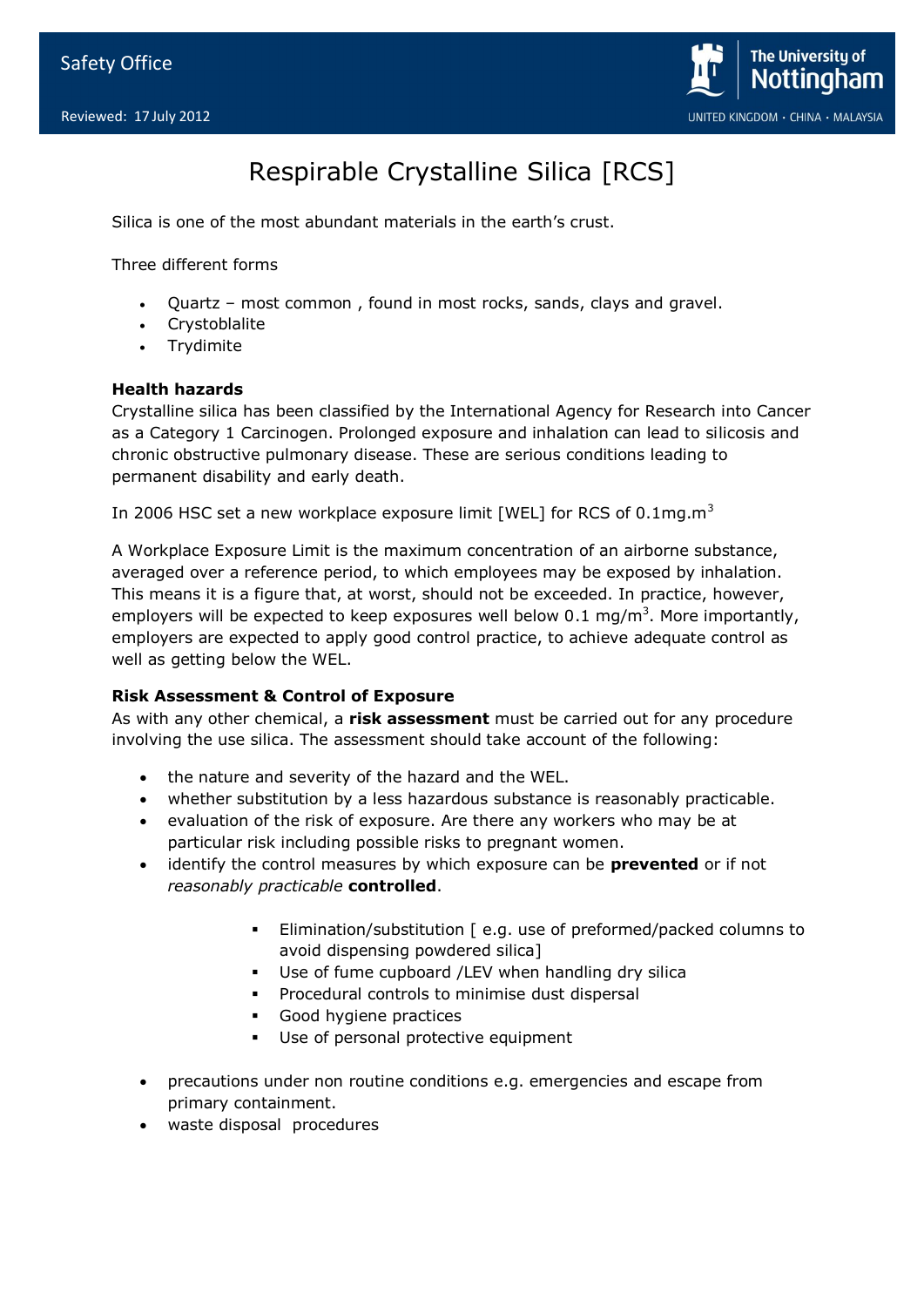Safety Office

Reviewed: 17 July 2012

# Respirable Crystalline Silica [RCS]

Silica is one of the most abundant materials in the earth's crust.

Three different forms

- Quartz – most common , found in most rocks, sands, clays and gravel.
- Crystoblalite
- Trydimite

**Health hazards**

Crystalline silica has been classified by the International Agency for Research into Cancer as a Category 1 Carcinogen. Prolonged exposure and inhalation can lead to silicosis and chronic obstructive pulmonary disease. These are serious conditions leading to permanent disability and early death.

In 2006 HSC set a new workplace exposure limit [WEL] for RCS of 0.1mg.$m^3$

A Workplace Exposure Limit is the maximum concentration of an airborne substance, averaged over a reference period, to which employees may be exposed by inhalation. This means it is a figure that, at worst, should not be exceeded. In practice, however, employers will be expected to keep exposures well below 0.1 mg/$m^3$. More importantly, employers are expected to apply good control practice, to achieve adequate control as well as getting below the WEL.

**Risk Assessment & Control of Exposure**

As with any other chemical, a **risk assessment** must be carried out for any procedure involving the use silica. The assessment should take account of the following:

- the nature and severity of the hazard and the WEL.
- whether substitution by a less hazardous substance is reasonably practicable.
- evaluation of the risk of exposure. Are there any workers who may be at particular risk including possible risks to pregnant women.
- identify the control measures by which exposure can be **prevented** or if not *reasonably practicable* **controlled**.
    - Elimination/substitution [ e.g. use of preformed/packed columns to avoid dispensing powdered silica]
    - Use of fume cupboard /LEV when handling dry silica
    - Procedural controls to minimise dust dispersal
    - Good hygiene practices
    - Use of personal protective equipment
- precautions under non routine conditions e.g. emergencies and escape from primary containment.
- waste disposal procedures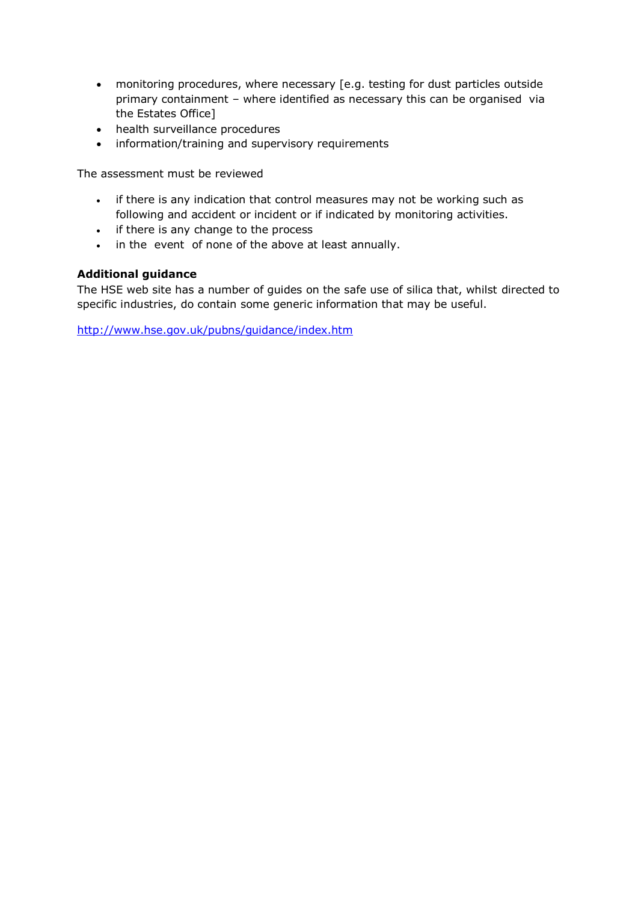- monitoring procedures, where necessary [e.g. testing for dust particles outside primary containment – where identified as necessary this can be organised via the Estates Office]
- health surveillance procedures
- information/training and supervisory requirements

The assessment must be reviewed

- if there is any indication that control measures may not be working such as following and accident or incident or if indicated by monitoring activities.
- if there is any change to the process
- in the event of none of the above at least annually.

**Additional guidance**

The HSE web site has a number of guides on the safe use of silica that, whilst directed to specific industries, do contain some generic information that may be useful.

http://www.hse.gov.uk/pubns/guidance/index.htm